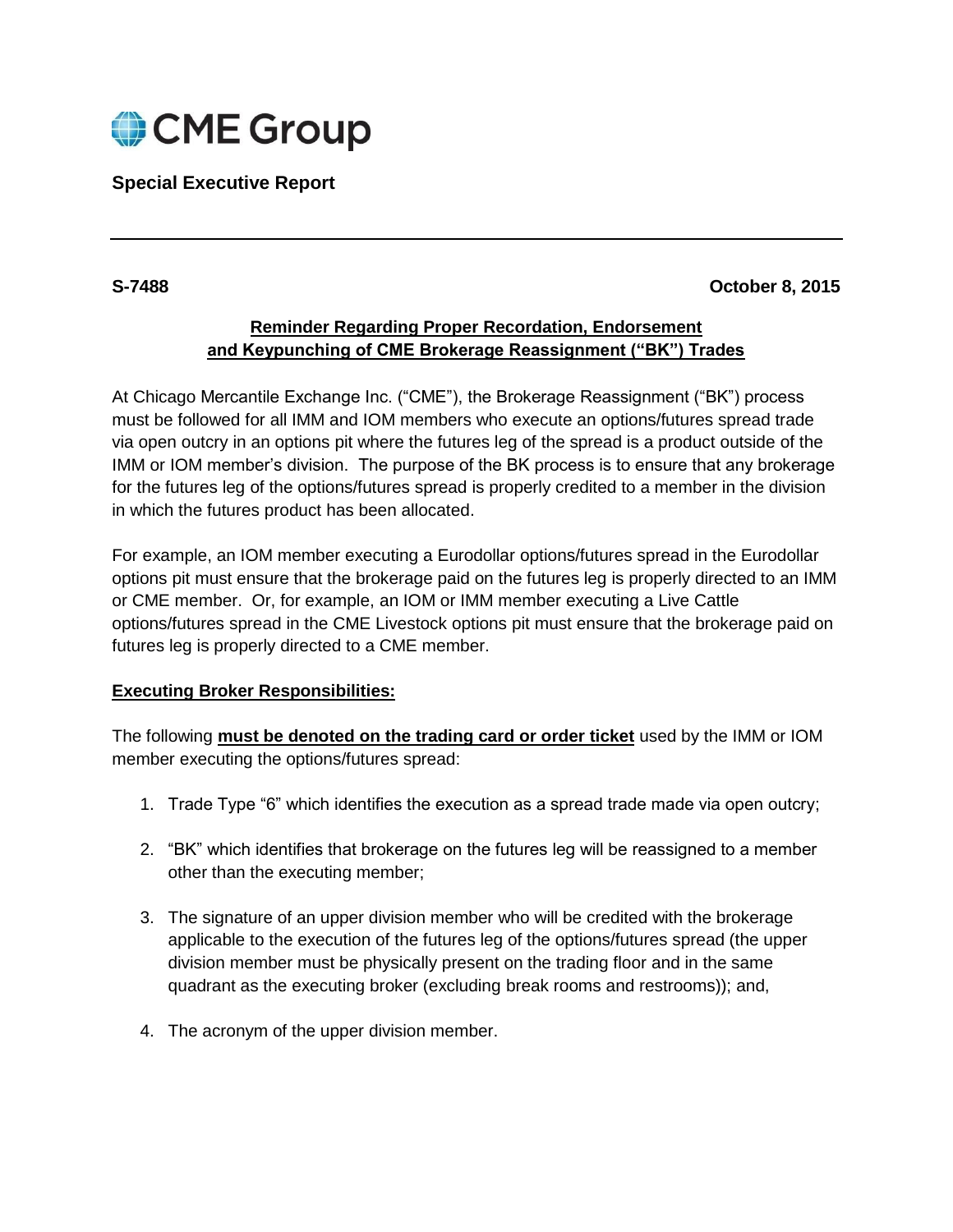CME Group

**Special Executive Report**

---

**S-7488** **October 8, 2015**

## Reminder Regarding Proper Recordation, Endorsement and Keypunching of CME Brokerage Reassignment ("BK") Trades

At Chicago Mercantile Exchange Inc. ("CME"), the Brokerage Reassignment ("BK") process must be followed for all IMM and IOM members who execute an options/futures spread trade via open outcry in an options pit where the futures leg of the spread is a product outside of the IMM or IOM member's division. The purpose of the BK process is to ensure that any brokerage for the futures leg of the options/futures spread is properly credited to a member in the division in which the futures product has been allocated.

For example, an IOM member executing a Eurodollar options/futures spread in the Eurodollar options pit must ensure that the brokerage paid on the futures leg is properly directed to an IMM or CME member. Or, for example, an IOM or IMM member executing a Live Cattle options/futures spread in the CME Livestock options pit must ensure that the brokerage paid on futures leg is properly directed to a CME member.

### Executing Broker Responsibilities:

The following **must be denoted on the trading card or order ticket** used by the IMM or IOM member executing the options/futures spread:

1. Trade Type "6" which identifies the execution as a spread trade made via open outcry;
2. "BK" which identifies that brokerage on the futures leg will be reassigned to a member other than the executing member;
3. The signature of an upper division member who will be credited with the brokerage applicable to the execution of the futures leg of the options/futures spread (the upper division member must be physically present on the trading floor and in the same quadrant as the executing broker (excluding break rooms and restrooms)); and,
4. The acronym of the upper division member.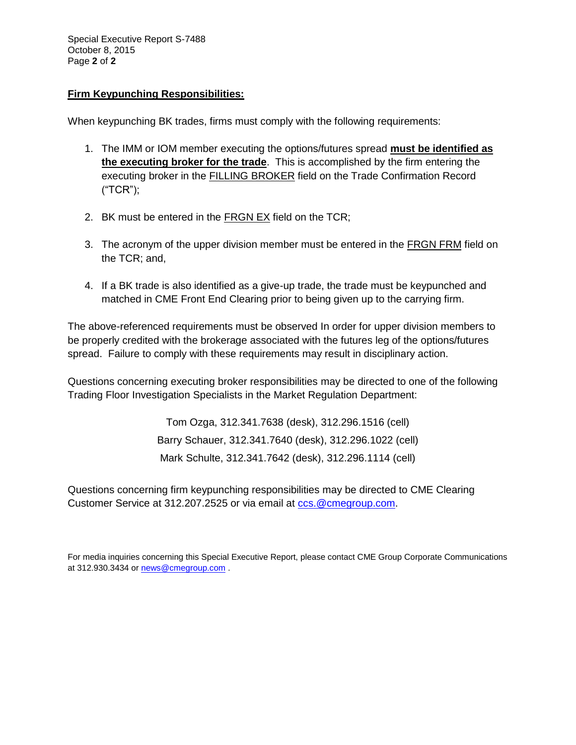**Firm Keypunching Responsibilities:**

When keypunching BK trades, firms must comply with the following requirements:

1. The IMM or IOM member executing the options/futures spread **must be identified as the executing broker for the trade**. This is accomplished by the firm entering the executing broker in the FILLING BROKER field on the Trade Confirmation Record ("TCR");

2. BK must be entered in the FRGN EX field on the TCR;

3. The acronym of the upper division member must be entered in the FRGN FRM field on the TCR; and,

4. If a BK trade is also identified as a give-up trade, the trade must be keypunched and matched in CME Front End Clearing prior to being given up to the carrying firm.

The above-referenced requirements must be observed In order for upper division members to be properly credited with the brokerage associated with the futures leg of the options/futures spread. Failure to comply with these requirements may result in disciplinary action.

Questions concerning executing broker responsibilities may be directed to one of the following Trading Floor Investigation Specialists in the Market Regulation Department:

Tom Ozga, 312.341.7638 (desk), 312.296.1516 (cell)

Barry Schauer, 312.341.7640 (desk), 312.296.1022 (cell)

Mark Schulte, 312.341.7642 (desk), 312.296.1114 (cell)

Questions concerning firm keypunching responsibilities may be directed to CME Clearing Customer Service at 312.207.2525 or via email at ccs.@cmegroup.com.

For media inquiries concerning this Special Executive Report, please contact CME Group Corporate Communications at 312.930.3434 or news@cmegroup.com .